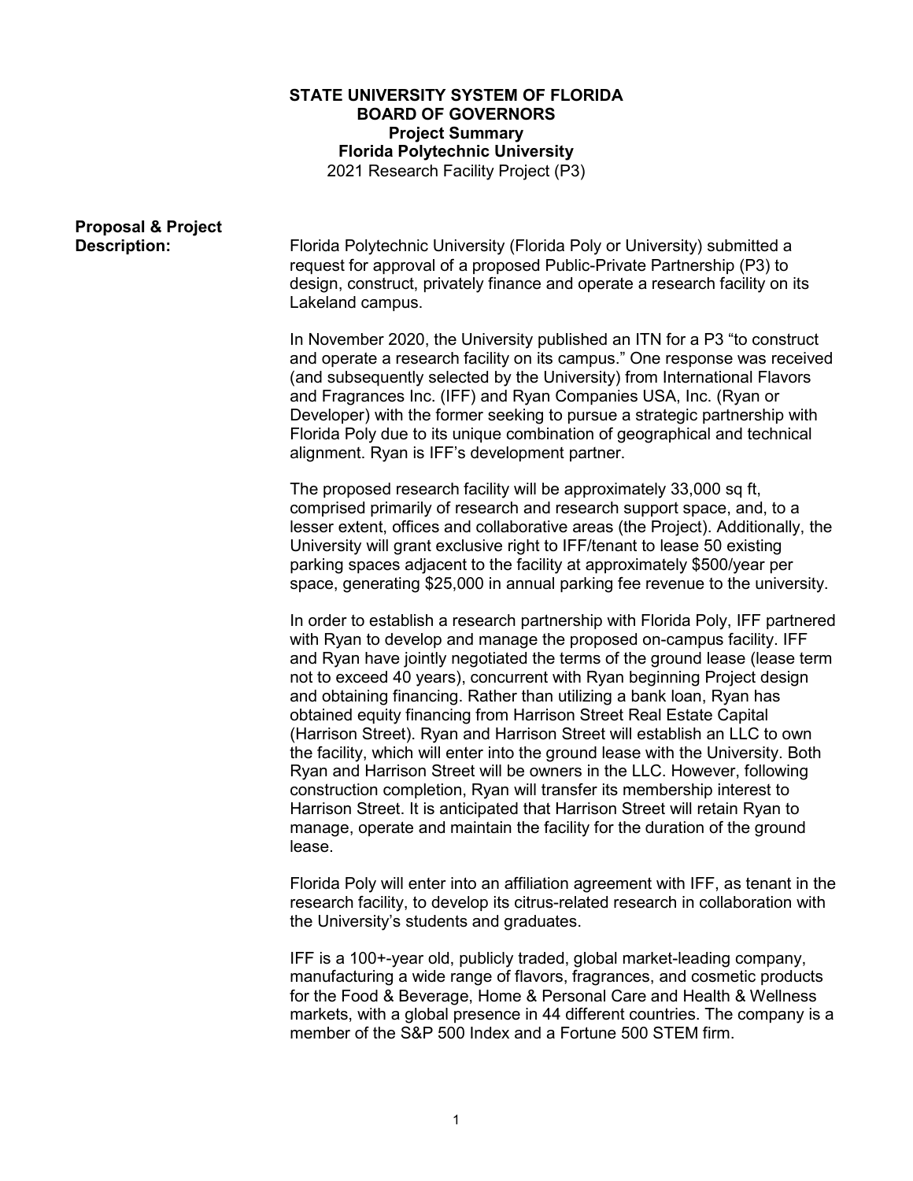# STATE UNIVERSITY SYSTEM OF FLORIDA
## BOARD OF GOVERNORS
### Project Summary
### Florida Polytechnic University

2021 Research Facility Project (P3)

**Proposal & Project Description:**

Florida Polytechnic University (Florida Poly or University) submitted a request for approval of a proposed Public-Private Partnership (P3) to design, construct, privately finance and operate a research facility on its Lakeland campus.

In November 2020, the University published an ITN for a P3 "to construct and operate a research facility on its campus." One response was received (and subsequently selected by the University) from International Flavors and Fragrances Inc. (IFF) and Ryan Companies USA, Inc. (Ryan or Developer) with the former seeking to pursue a strategic partnership with Florida Poly due to its unique combination of geographical and technical alignment. Ryan is IFF's development partner.

The proposed research facility will be approximately 33,000 sq ft, comprised primarily of research and research support space, and, to a lesser extent, offices and collaborative areas (the Project). Additionally, the University will grant exclusive right to IFF/tenant to lease 50 existing parking spaces adjacent to the facility at approximately $500/year per space, generating $25,000 in annual parking fee revenue to the university.

In order to establish a research partnership with Florida Poly, IFF partnered with Ryan to develop and manage the proposed on-campus facility. IFF and Ryan have jointly negotiated the terms of the ground lease (lease term not to exceed 40 years), concurrent with Ryan beginning Project design and obtaining financing. Rather than utilizing a bank loan, Ryan has obtained equity financing from Harrison Street Real Estate Capital (Harrison Street). Ryan and Harrison Street will establish an LLC to own the facility, which will enter into the ground lease with the University. Both Ryan and Harrison Street will be owners in the LLC. However, following construction completion, Ryan will transfer its membership interest to Harrison Street. It is anticipated that Harrison Street will retain Ryan to manage, operate and maintain the facility for the duration of the ground lease.

Florida Poly will enter into an affiliation agreement with IFF, as tenant in the research facility, to develop its citrus-related research in collaboration with the University's students and graduates.

IFF is a 100+-year old, publicly traded, global market-leading company, manufacturing a wide range of flavors, fragrances, and cosmetic products for the Food & Beverage, Home & Personal Care and Health & Wellness markets, with a global presence in 44 different countries. The company is a member of the S&P 500 Index and a Fortune 500 STEM firm.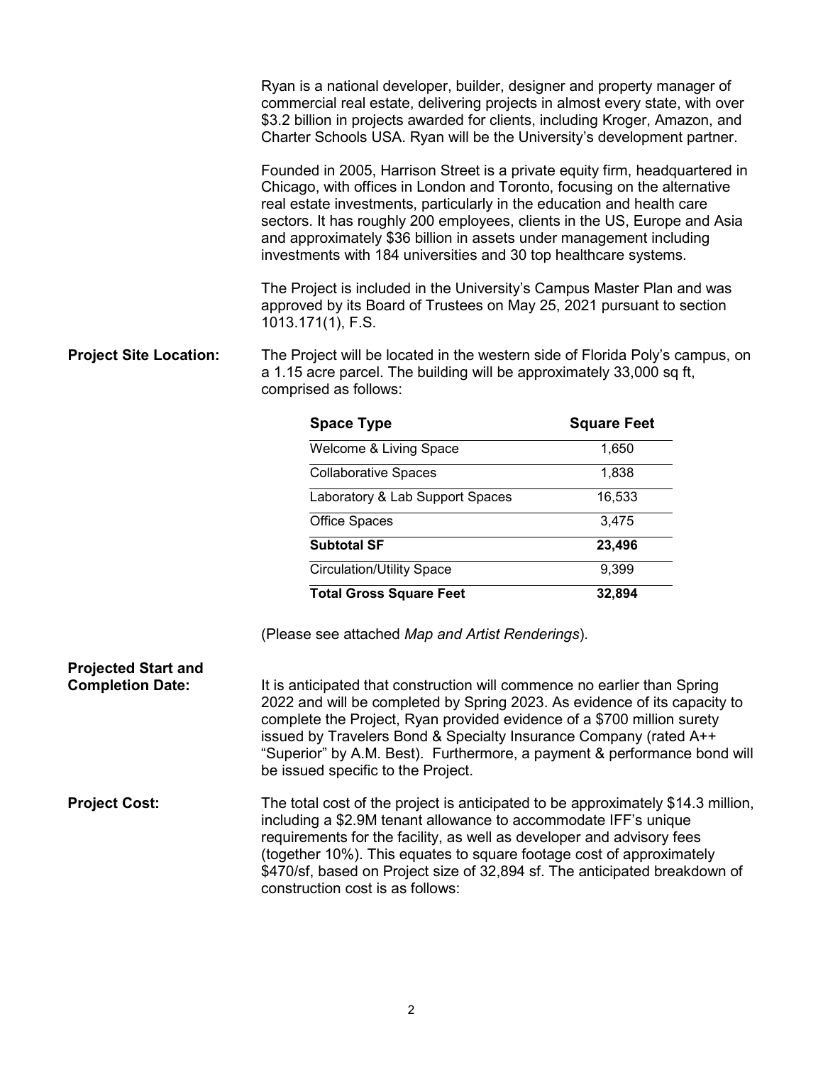Ryan is a national developer, builder, designer and property manager of commercial real estate, delivering projects in almost every state, with over $3.2 billion in projects awarded for clients, including Kroger, Amazon, and Charter Schools USA. Ryan will be the University's development partner.

Founded in 2005, Harrison Street is a private equity firm, headquartered in Chicago, with offices in London and Toronto, focusing on the alternative real estate investments, particularly in the education and health care sectors. It has roughly 200 employees, clients in the US, Europe and Asia and approximately $36 billion in assets under management including investments with 184 universities and 30 top healthcare systems.

The Project is included in the University's Campus Master Plan and was approved by its Board of Trustees on May 25, 2021 pursuant to section 1013.171(1), F.S.

**Project Site Location:** The Project will be located in the western side of Florida Poly's campus, on a 1.15 acre parcel. The building will be approximately 33,000 sq ft, comprised as follows:

| Space Type | Square Feet |
|---|---|
| Welcome & Living Space | 1,650 |
| Collaborative Spaces | 1,838 |
| Laboratory & Lab Support Spaces | 16,533 |
| Office Spaces | 3,475 |
| **Subtotal SF** | **23,496** |
| Circulation/Utility Space | 9,399 |
| **Total Gross Square Feet** | **32,894** |

(Please see attached *Map and Artist Renderings*).

**Projected Start and Completion Date:** It is anticipated that construction will commence no earlier than Spring 2022 and will be completed by Spring 2023. As evidence of its capacity to complete the Project, Ryan provided evidence of a $700 million surety issued by Travelers Bond & Specialty Insurance Company (rated A++ "Superior" by A.M. Best). Furthermore, a payment & performance bond will be issued specific to the Project.

**Project Cost:** The total cost of the project is anticipated to be approximately $14.3 million, including a $2.9M tenant allowance to accommodate IFF's unique requirements for the facility, as well as developer and advisory fees (together 10%). This equates to square footage cost of approximately $470/sf, based on Project size of 32,894 sf. The anticipated breakdown of construction cost is as follows: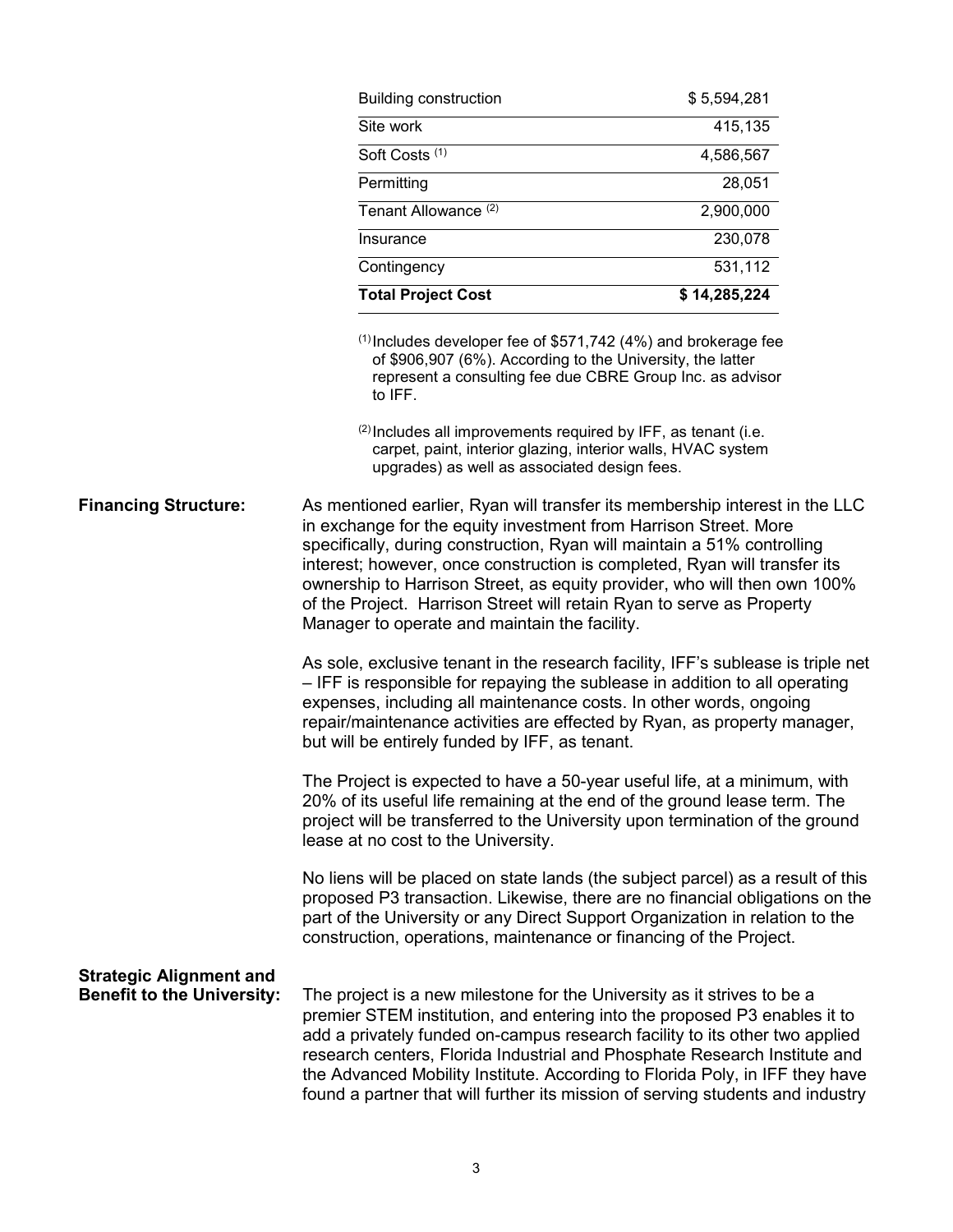| Item | Amount |
|---|---|
| Building construction | $ 5,594,281 |
| Site work | 415,135 |
| Soft Costs [(1)] | 4,586,567 |
| Permitting | 28,051 |
| Tenant Allowance [(2)] | 2,900,000 |
| Insurance | 230,078 |
| Contingency | 531,112 |
| **Total Project Cost** | **$ 14,285,224** |

[(1)] Includes developer fee of $571,742 (4%) and brokerage fee of $906,907 (6%). According to the University, the latter represent a consulting fee due CBRE Group Inc. as advisor to IFF.

[(2)] Includes all improvements required by IFF, as tenant (i.e. carpet, paint, interior glazing, interior walls, HVAC system upgrades) as well as associated design fees.

**Financing Structure:**

As mentioned earlier, Ryan will transfer its membership interest in the LLC in exchange for the equity investment from Harrison Street. More specifically, during construction, Ryan will maintain a 51% controlling interest; however, once construction is completed, Ryan will transfer its ownership to Harrison Street, as equity provider, who will then own 100% of the Project. Harrison Street will retain Ryan to serve as Property Manager to operate and maintain the facility.

As sole, exclusive tenant in the research facility, IFF's sublease is triple net – IFF is responsible for repaying the sublease in addition to all operating expenses, including all maintenance costs. In other words, ongoing repair/maintenance activities are effected by Ryan, as property manager, but will be entirely funded by IFF, as tenant.

The Project is expected to have a 50-year useful life, at a minimum, with 20% of its useful life remaining at the end of the ground lease term. The project will be transferred to the University upon termination of the ground lease at no cost to the University.

No liens will be placed on state lands (the subject parcel) as a result of this proposed P3 transaction. Likewise, there are no financial obligations on the part of the University or any Direct Support Organization in relation to the construction, operations, maintenance or financing of the Project.

**Strategic Alignment and Benefit to the University:**

The project is a new milestone for the University as it strives to be a premier STEM institution, and entering into the proposed P3 enables it to add a privately funded on-campus research facility to its other two applied research centers, Florida Industrial and Phosphate Research Institute and the Advanced Mobility Institute. According to Florida Poly, in IFF they have found a partner that will further its mission of serving students and industry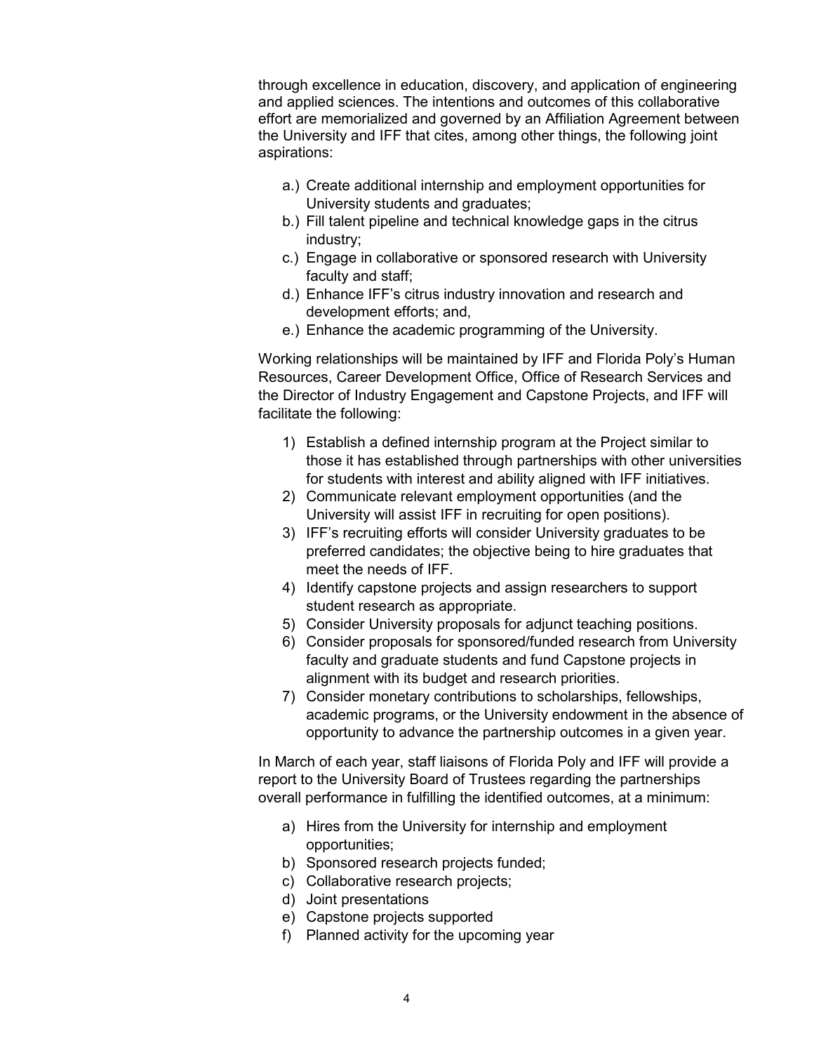through excellence in education, discovery, and application of engineering and applied sciences. The intentions and outcomes of this collaborative effort are memorialized and governed by an Affiliation Agreement between the University and IFF that cites, among other things, the following joint aspirations:

a.) Create additional internship and employment opportunities for University students and graduates;
b.) Fill talent pipeline and technical knowledge gaps in the citrus industry;
c.) Engage in collaborative or sponsored research with University faculty and staff;
d.) Enhance IFF's citrus industry innovation and research and development efforts; and,
e.) Enhance the academic programming of the University.

Working relationships will be maintained by IFF and Florida Poly's Human Resources, Career Development Office, Office of Research Services and the Director of Industry Engagement and Capstone Projects, and IFF will facilitate the following:

1) Establish a defined internship program at the Project similar to those it has established through partnerships with other universities for students with interest and ability aligned with IFF initiatives.
2) Communicate relevant employment opportunities (and the University will assist IFF in recruiting for open positions).
3) IFF's recruiting efforts will consider University graduates to be preferred candidates; the objective being to hire graduates that meet the needs of IFF.
4) Identify capstone projects and assign researchers to support student research as appropriate.
5) Consider University proposals for adjunct teaching positions.
6) Consider proposals for sponsored/funded research from University faculty and graduate students and fund Capstone projects in alignment with its budget and research priorities.
7) Consider monetary contributions to scholarships, fellowships, academic programs, or the University endowment in the absence of opportunity to advance the partnership outcomes in a given year.

In March of each year, staff liaisons of Florida Poly and IFF will provide a report to the University Board of Trustees regarding the partnerships overall performance in fulfilling the identified outcomes, at a minimum:

a) Hires from the University for internship and employment opportunities;
b) Sponsored research projects funded;
c) Collaborative research projects;
d) Joint presentations
e) Capstone projects supported
f) Planned activity for the upcoming year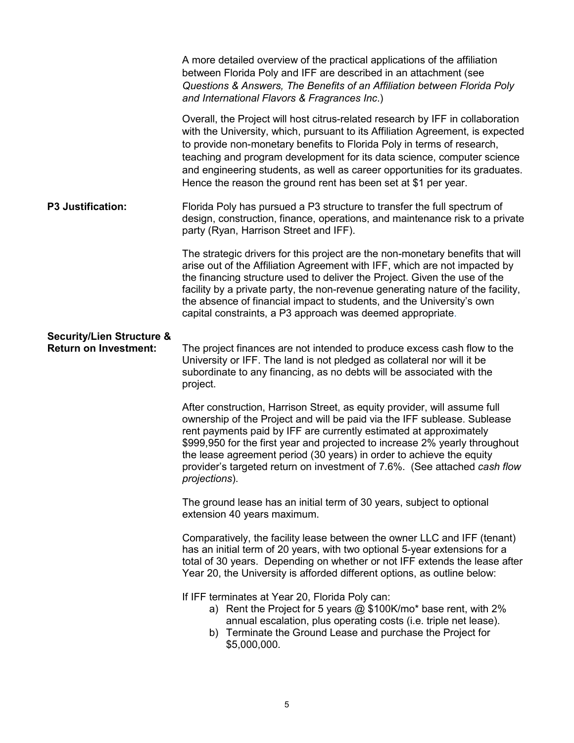A more detailed overview of the practical applications of the affiliation between Florida Poly and IFF are described in an attachment (see *Questions & Answers, The Benefits of an Affiliation between Florida Poly and International Flavors & Fragrances Inc*.)

Overall, the Project will host citrus-related research by IFF in collaboration with the University, which, pursuant to its Affiliation Agreement, is expected to provide non-monetary benefits to Florida Poly in terms of research, teaching and program development for its data science, computer science and engineering students, as well as career opportunities for its graduates. Hence the reason the ground rent has been set at $1 per year.

**P3 Justification:**

Florida Poly has pursued a P3 structure to transfer the full spectrum of design, construction, finance, operations, and maintenance risk to a private party (Ryan, Harrison Street and IFF).

The strategic drivers for this project are the non-monetary benefits that will arise out of the Affiliation Agreement with IFF, which are not impacted by the financing structure used to deliver the Project. Given the use of the facility by a private party, the non-revenue generating nature of the facility, the absence of financial impact to students, and the University's own capital constraints, a P3 approach was deemed appropriate.

**Security/Lien Structure & Return on Investment:**

The project finances are not intended to produce excess cash flow to the University or IFF. The land is not pledged as collateral nor will it be subordinate to any financing, as no debts will be associated with the project.

After construction, Harrison Street, as equity provider, will assume full ownership of the Project and will be paid via the IFF sublease. Sublease rent payments paid by IFF are currently estimated at approximately $999,950 for the first year and projected to increase 2% yearly throughout the lease agreement period (30 years) in order to achieve the equity provider's targeted return on investment of 7.6%. (See attached *cash flow projections*).

The ground lease has an initial term of 30 years, subject to optional extension 40 years maximum.

Comparatively, the facility lease between the owner LLC and IFF (tenant) has an initial term of 20 years, with two optional 5-year extensions for a total of 30 years. Depending on whether or not IFF extends the lease after Year 20, the University is afforded different options, as outline below:

If IFF terminates at Year 20, Florida Poly can:

a) Rent the Project for 5 years @ $100K/mo* base rent, with 2% annual escalation, plus operating costs (i.e. triple net lease).
b) Terminate the Ground Lease and purchase the Project for $5,000,000.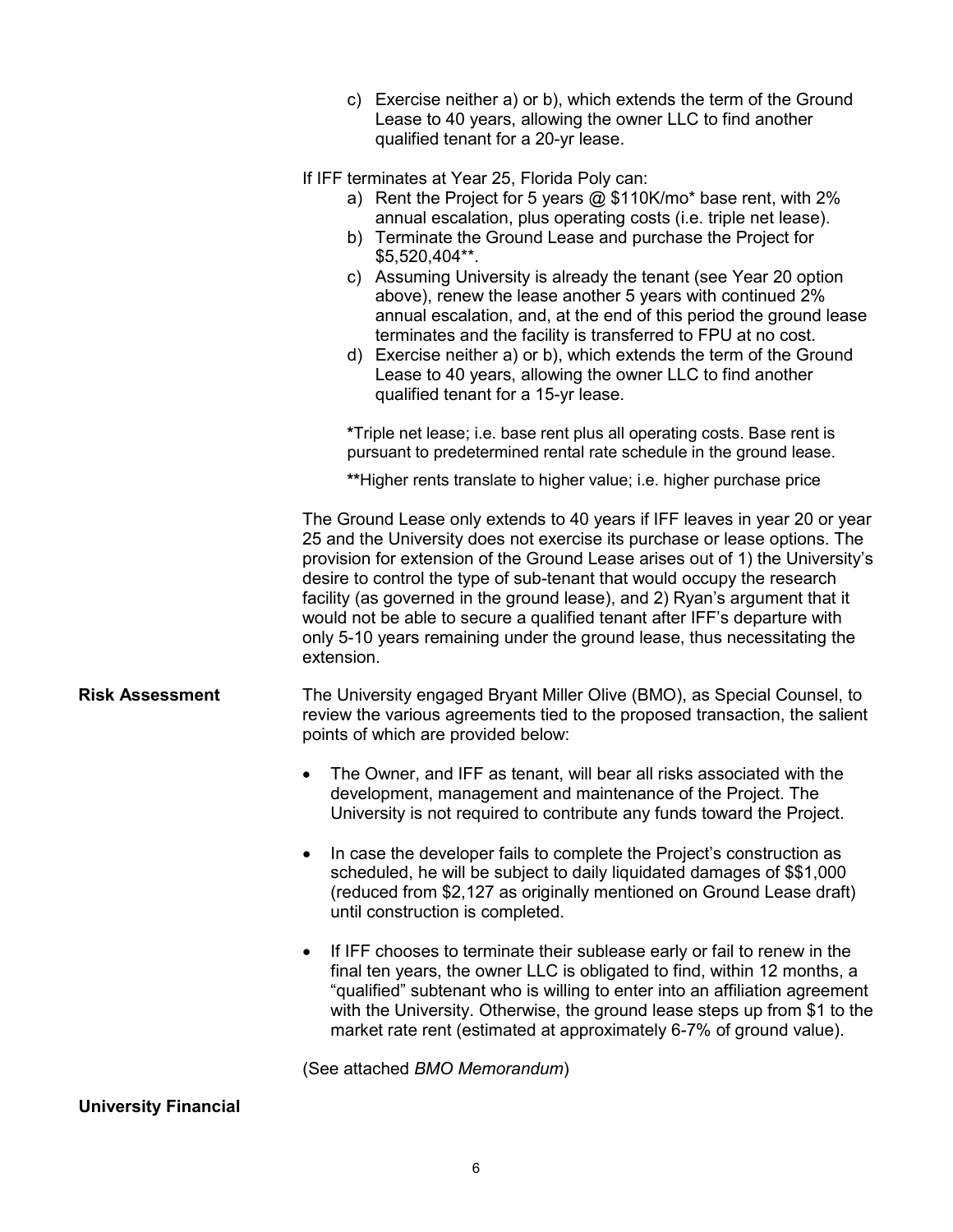c) Exercise neither a) or b), which extends the term of the Ground Lease to 40 years, allowing the owner LLC to find another qualified tenant for a 20-yr lease.

If IFF terminates at Year 25, Florida Poly can:

a) Rent the Project for 5 years @ $110K/mo* base rent, with 2% annual escalation, plus operating costs (i.e. triple net lease).
b) Terminate the Ground Lease and purchase the Project for $5,520,404**.
c) Assuming University is already the tenant (see Year 20 option above), renew the lease another 5 years with continued 2% annual escalation, and, at the end of this period the ground lease terminates and the facility is transferred to FPU at no cost.
d) Exercise neither a) or b), which extends the term of the Ground Lease to 40 years, allowing the owner LLC to find another qualified tenant for a 15-yr lease.

*Triple net lease; i.e. base rent plus all operating costs. Base rent is pursuant to predetermined rental rate schedule in the ground lease.

**Higher rents translate to higher value; i.e. higher purchase price

The Ground Lease only extends to 40 years if IFF leaves in year 20 or year 25 and the University does not exercise its purchase or lease options. The provision for extension of the Ground Lease arises out of 1) the University's desire to control the type of sub-tenant that would occupy the research facility (as governed in the ground lease), and 2) Ryan's argument that it would not be able to secure a qualified tenant after IFF's departure with only 5-10 years remaining under the ground lease, thus necessitating the extension.

**Risk Assessment**

The University engaged Bryant Miller Olive (BMO), as Special Counsel, to review the various agreements tied to the proposed transaction, the salient points of which are provided below:

- The Owner, and IFF as tenant, will bear all risks associated with the development, management and maintenance of the Project. The University is not required to contribute any funds toward the Project.

- In case the developer fails to complete the Project's construction as scheduled, he will be subject to daily liquidated damages of $$1,000 (reduced from $2,127 as originally mentioned on Ground Lease draft) until construction is completed.

- If IFF chooses to terminate their sublease early or fail to renew in the final ten years, the owner LLC is obligated to find, within 12 months, a "qualified" subtenant who is willing to enter into an affiliation agreement with the University. Otherwise, the ground lease steps up from $1 to the market rate rent (estimated at approximately 6-7% of ground value).

(See attached *BMO Memorandum*)

**University Financial**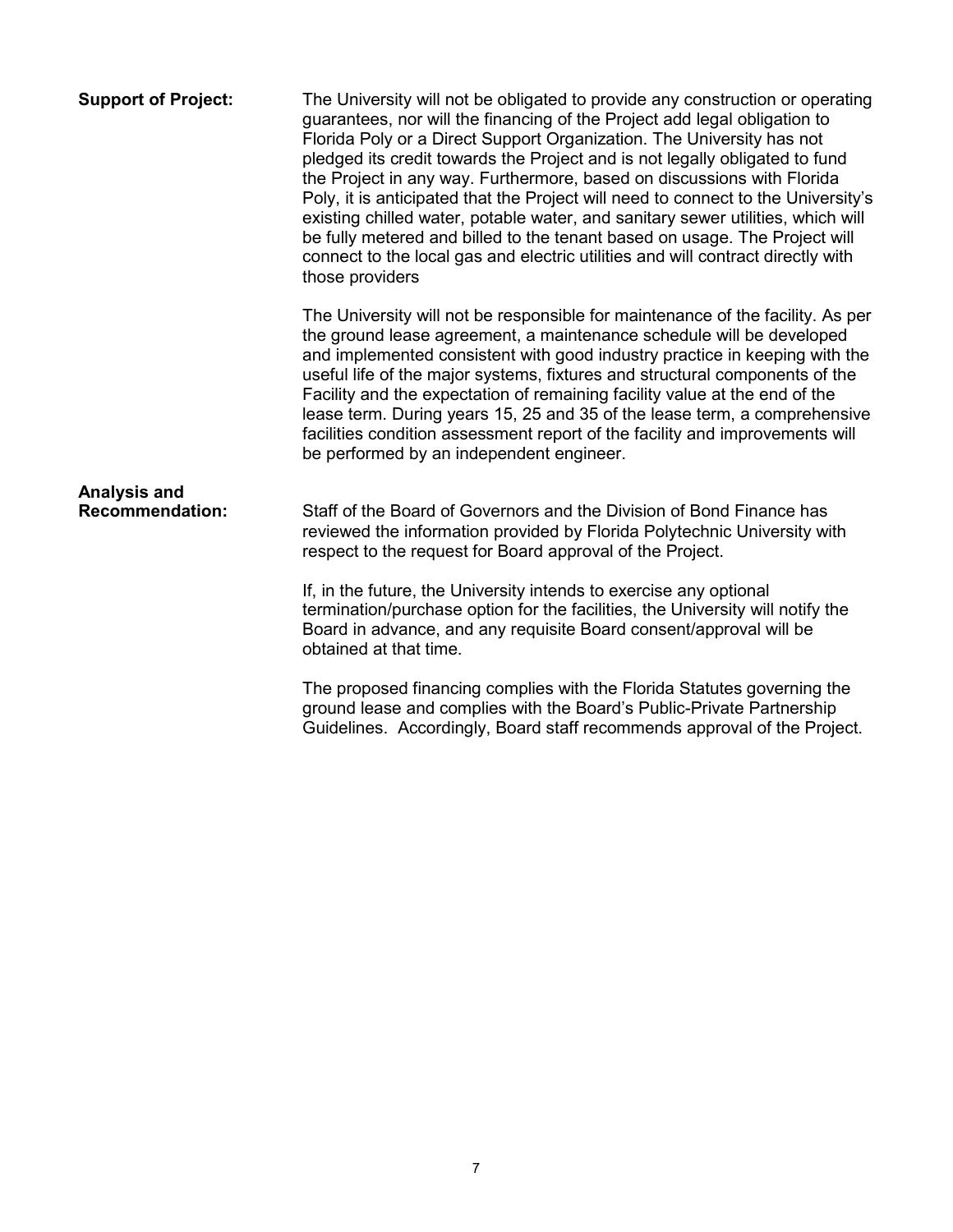**Support of Project:** The University will not be obligated to provide any construction or operating guarantees, nor will the financing of the Project add legal obligation to Florida Poly or a Direct Support Organization. The University has not pledged its credit towards the Project and is not legally obligated to fund the Project in any way. Furthermore, based on discussions with Florida Poly, it is anticipated that the Project will need to connect to the University's existing chilled water, potable water, and sanitary sewer utilities, which will be fully metered and billed to the tenant based on usage. The Project will connect to the local gas and electric utilities and will contract directly with those providers

The University will not be responsible for maintenance of the facility. As per the ground lease agreement, a maintenance schedule will be developed and implemented consistent with good industry practice in keeping with the useful life of the major systems, fixtures and structural components of the Facility and the expectation of remaining facility value at the end of the lease term. During years 15, 25 and 35 of the lease term, a comprehensive facilities condition assessment report of the facility and improvements will be performed by an independent engineer.

**Analysis and Recommendation:** Staff of the Board of Governors and the Division of Bond Finance has reviewed the information provided by Florida Polytechnic University with respect to the request for Board approval of the Project.

If, in the future, the University intends to exercise any optional termination/purchase option for the facilities, the University will notify the Board in advance, and any requisite Board consent/approval will be obtained at that time.

The proposed financing complies with the Florida Statutes governing the ground lease and complies with the Board's Public-Private Partnership Guidelines. Accordingly, Board staff recommends approval of the Project.